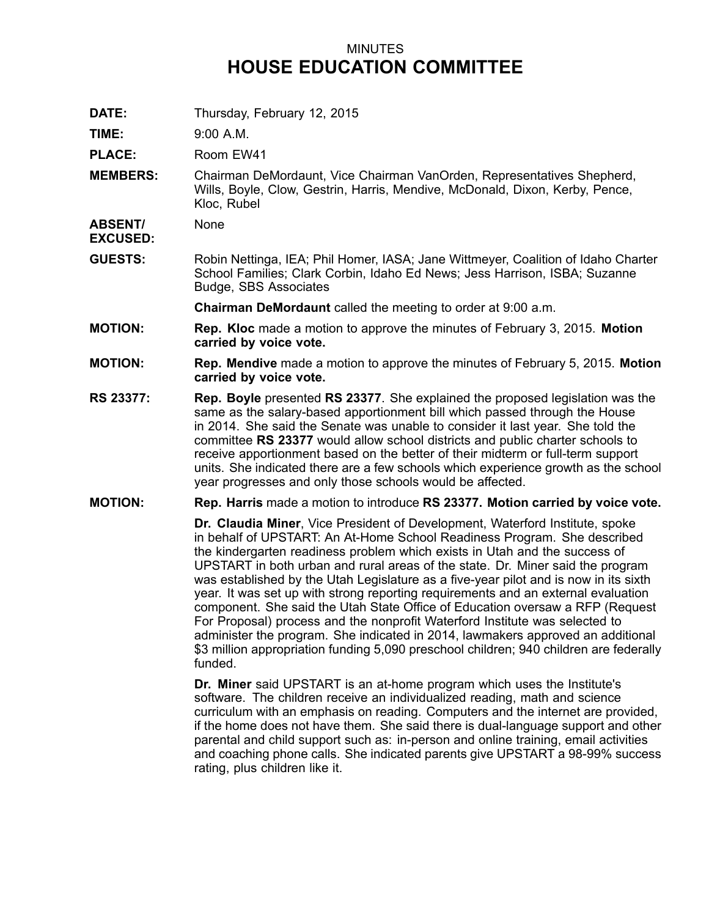MINUTES

# HOUSE EDUCATION COMMITTEE

**DATE:** Thursday, February 12, 2015

**TIME:** 9:00 A.M.

**PLACE:** Room EW41

**MEMBERS:** Chairman DeMordaunt, Vice Chairman VanOrden, Representatives Shepherd, Wills, Boyle, Clow, Gestrin, Harris, Mendive, McDonald, Dixon, Kerby, Pence, Kloc, Rubel

**ABSENT/ EXCUSED:** None

**GUESTS:** Robin Nettinga, IEA; Phil Homer, IASA; Jane Wittmeyer, Coalition of Idaho Charter School Families; Clark Corbin, Idaho Ed News; Jess Harrison, ISBA; Suzanne Budge, SBS Associates

**Chairman DeMordaunt** called the meeting to order at 9:00 a.m.

**MOTION:** **Rep. Kloc** made a motion to approve the minutes of February 3, 2015. **Motion carried by voice vote.**

**MOTION:** **Rep. Mendive** made a motion to approve the minutes of February 5, 2015. **Motion carried by voice vote.**

**RS 23377:** **Rep. Boyle** presented **RS 23377**. She explained the proposed legislation was the same as the salary-based apportionment bill which passed through the House in 2014. She said the Senate was unable to consider it last year. She told the committee **RS 23377** would allow school districts and public charter schools to receive apportionment based on the better of their midterm or full-term support units. She indicated there are a few schools which experience growth as the school year progresses and only those schools would be affected.

**MOTION:** **Rep. Harris** made a motion to introduce **RS 23377. Motion carried by voice vote.**

**Dr. Claudia Miner**, Vice President of Development, Waterford Institute, spoke in behalf of UPSTART: An At-Home School Readiness Program. She described the kindergarten readiness problem which exists in Utah and the success of UPSTART in both urban and rural areas of the state. Dr. Miner said the program was established by the Utah Legislature as a five-year pilot and is now in its sixth year. It was set up with strong reporting requirements and an external evaluation component. She said the Utah State Office of Education oversaw a RFP (Request For Proposal) process and the nonprofit Waterford Institute was selected to administer the program. She indicated in 2014, lawmakers approved an additional $3 million appropriation funding 5,090 preschool children; 940 children are federally funded.

**Dr. Miner** said UPSTART is an at-home program which uses the Institute's software. The children receive an individualized reading, math and science curriculum with an emphasis on reading. Computers and the internet are provided, if the home does not have them. She said there is dual-language support and other parental and child support such as: in-person and online training, email activities and coaching phone calls. She indicated parents give UPSTART a 98-99% success rating, plus children like it.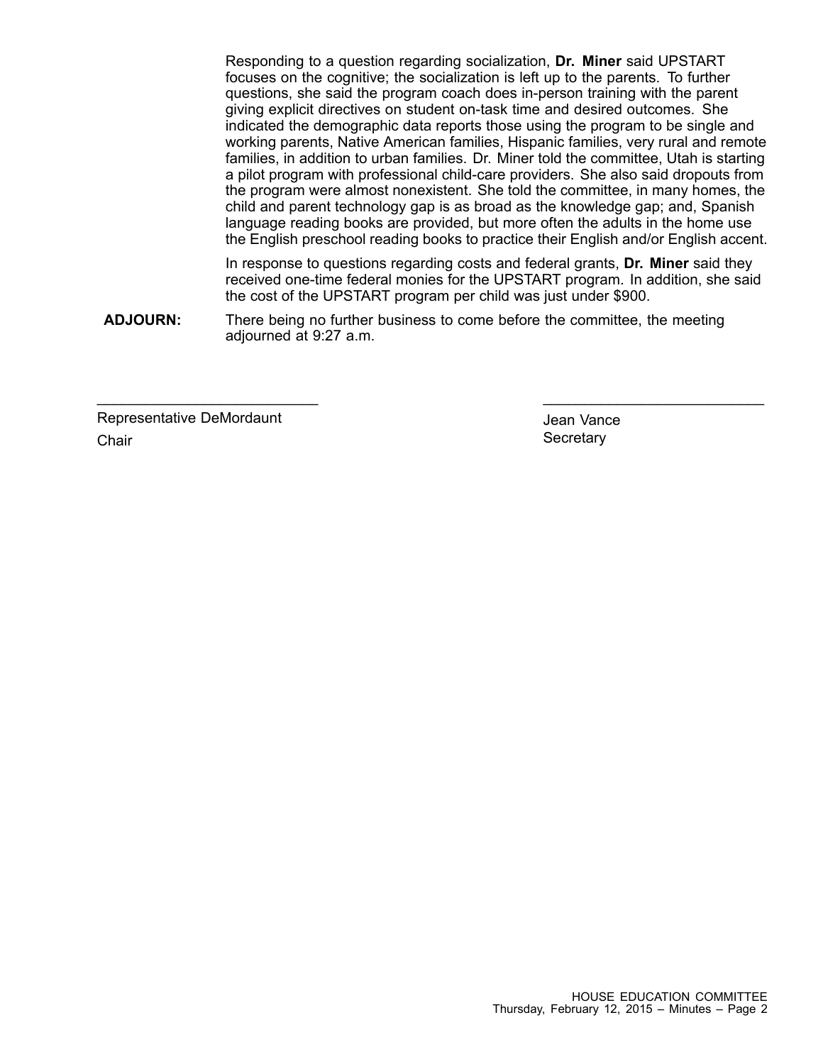Responding to a question regarding socialization, **Dr. Miner** said UPSTART focuses on the cognitive; the socialization is left up to the parents. To further questions, she said the program coach does in-person training with the parent giving explicit directives on student on-task time and desired outcomes. She indicated the demographic data reports those using the program to be single and working parents, Native American families, Hispanic families, very rural and remote families, in addition to urban families. Dr. Miner told the committee, Utah is starting a pilot program with professional child-care providers. She also said dropouts from the program were almost nonexistent. She told the committee, in many homes, the child and parent technology gap is as broad as the knowledge gap; and, Spanish language reading books are provided, but more often the adults in the home use the English preschool reading books to practice their English and/or English accent.

In response to questions regarding costs and federal grants, **Dr. Miner** said they received one-time federal monies for the UPSTART program. In addition, she said the cost of the UPSTART program per child was just under $900.

**ADJOURN:** There being no further business to come before the committee, the meeting adjourned at 9:27 a.m.

___________________________
Representative DeMordaunt
Chair

___________________________
Jean Vance
Secretary